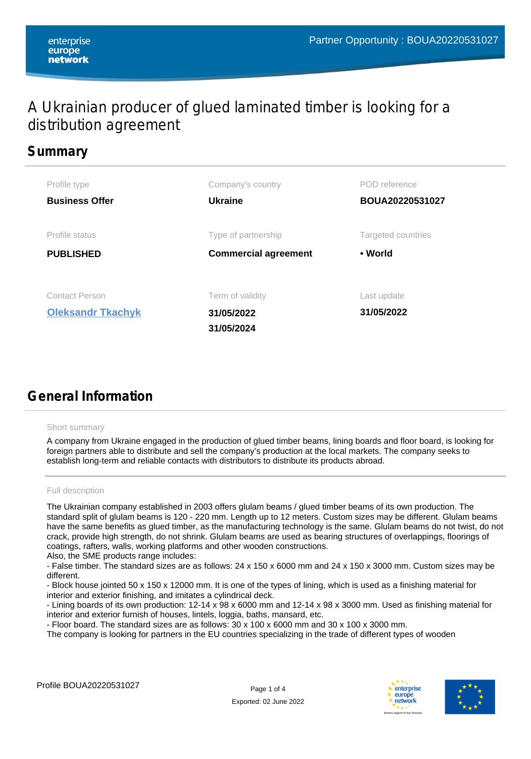Partner Opportunity : BOUA20220531027

# A Ukrainian producer of glued laminated timber is looking for a distribution agreement

## Summary

| Profile type | Company's country | POD reference |
|---|---|---|
| **Business Offer** | **Ukraine** | **BOUA20220531027** |
| **Profile status** | **Type of partnership** | **Targeted countries** |
| **PUBLISHED** | **Commercial agreement** | **• World** |
| **Contact Person** | **Term of validity** | **Last update** |
| **Oleksandr Tkachyk** | **31/05/2022**<br>**31/05/2024** | **31/05/2022** |

## General Information

Short summary

A company from Ukraine engaged in the production of glued timber beams, lining boards and floor board, is looking for foreign partners able to distribute and sell the company's production at the local markets. The company seeks to establish long-term and reliable contacts with distributors to distribute its products abroad.

Full description

The Ukrainian company established in 2003 offers glulam beams / glued timber beams of its own production. The standard split of glulam beams is 120 - 220 mm. Length up to 12 meters. Custom sizes may be different. Glulam beams have the same benefits as glued timber, as the manufacturing technology is the same. Glulam beams do not twist, do not crack, provide high strength, do not shrink. Glulam beams are used as bearing structures of overlappings, floorings of coatings, rafters, walls, working platforms and other wooden constructions.
Also, the SME products range includes:
- False timber. The standard sizes are as follows: 24 x 150 x 6000 mm and 24 x 150 x 3000 mm. Custom sizes may be different.
- Block house jointed 50 x 150 x 12000 mm. It is one of the types of lining, which is used as a finishing material for interior and exterior finishing, and imitates a cylindrical deck.
- Lining boards of its own production: 12-14 x 98 x 6000 mm and 12-14 x 98 x 3000 mm. Used as finishing material for interior and exterior furnish of houses, lintels, loggia, baths, mansard, etc.
- Floor board. The standard sizes are as follows: 30 x 100 x 6000 mm and 30 x 100 x 3000 mm.
The company is looking for partners in the EU countries specializing in the trade of different types of wooden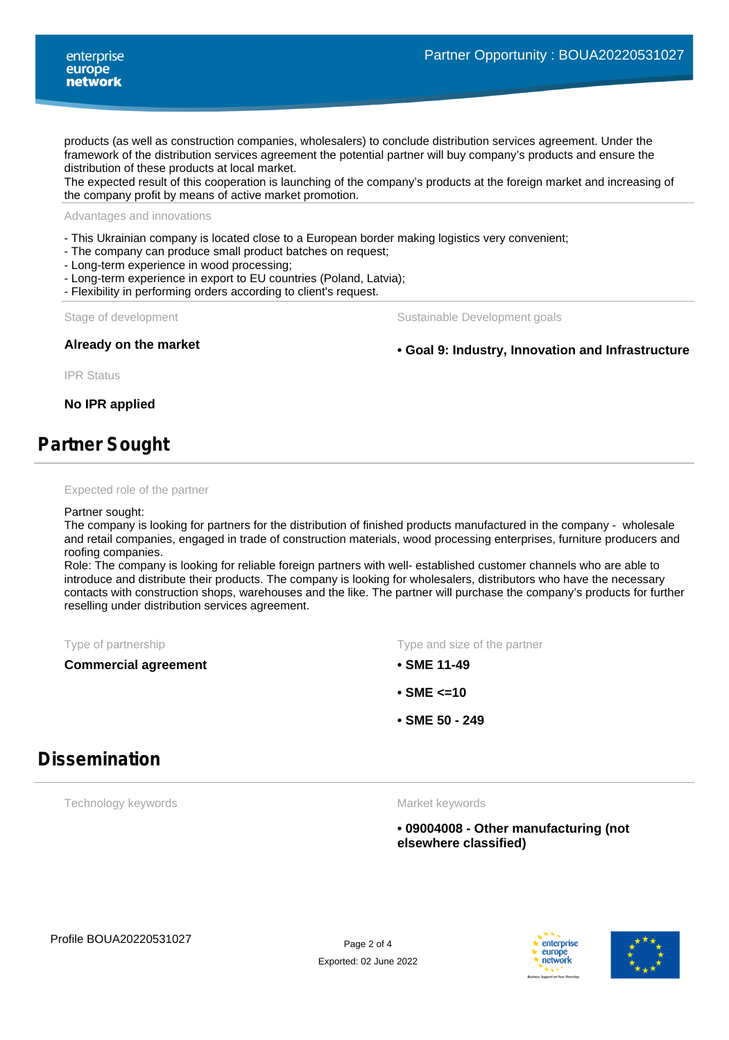products (as well as construction companies, wholesalers) to conclude distribution services agreement. Under the framework of the distribution services agreement the potential partner will buy company's products and ensure the distribution of these products at local market.
The expected result of this cooperation is launching of the company's products at the foreign market and increasing of the company profit by means of active market promotion.

Advantages and innovations

- This Ukrainian company is located close to a European border making logistics very convenient;
- The company can produce small product batches on request;
- Long-term experience in wood processing;
- Long-term experience in export to EU countries (Poland, Latvia);
- Flexibility in performing orders according to client's request.

Stage of development

**Already on the market**

Sustainable Development goals

**• Goal 9: Industry, Innovation and Infrastructure**

IPR Status

**No IPR applied**

## Partner Sought

Expected role of the partner

Partner sought:
The company is looking for partners for the distribution of finished products manufactured in the company - wholesale and retail companies, engaged in trade of construction materials, wood processing enterprises, furniture producers and roofing companies.
Role: The company is looking for reliable foreign partners with well- established customer channels who are able to introduce and distribute their products. The company is looking for wholesalers, distributors who have the necessary contacts with construction shops, warehouses and the like. The partner will purchase the company's products for further reselling under distribution services agreement.

Type of partnership

**Commercial agreement**

Type and size of the partner

**• SME 11-49**

**• SME <=10**

**• SME 50 - 249**

## Dissemination

Technology keywords

Market keywords

**• 09004008 - Other manufacturing (not elsewhere classified)**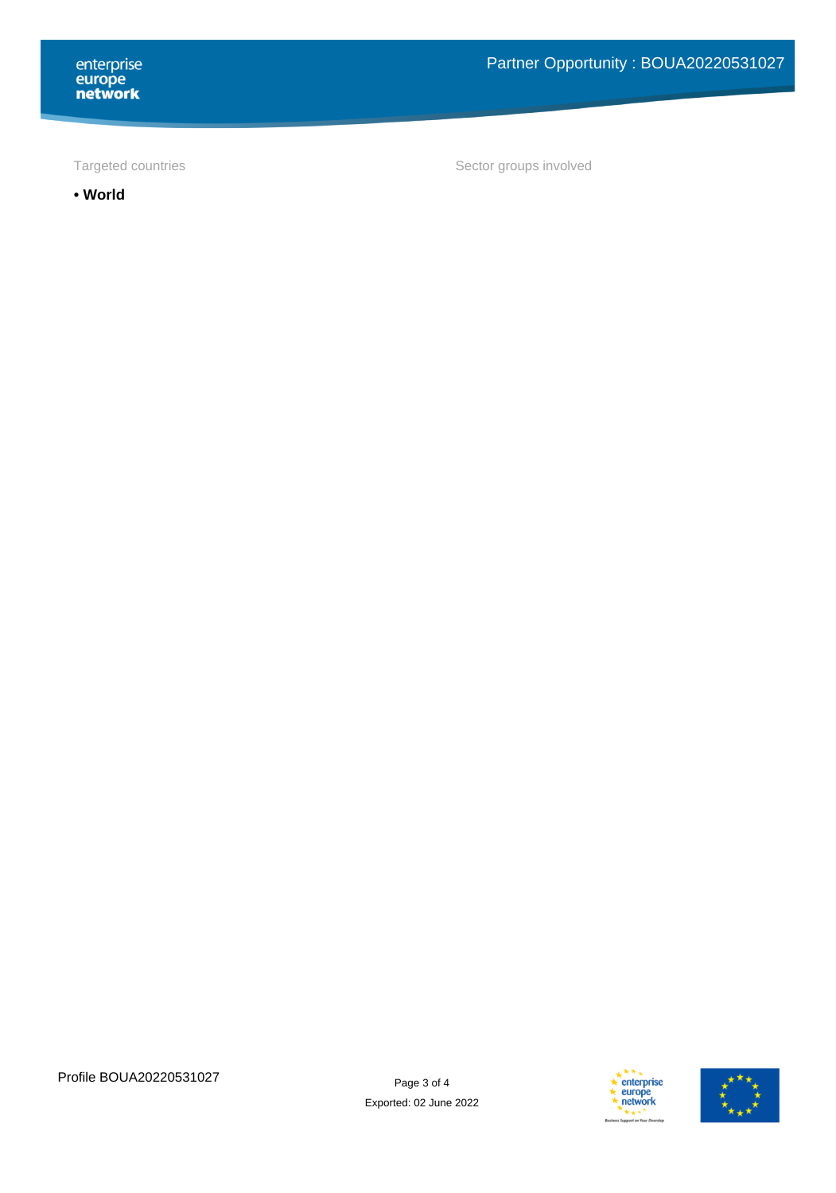Targeted countries

- **World**

Sector groups involved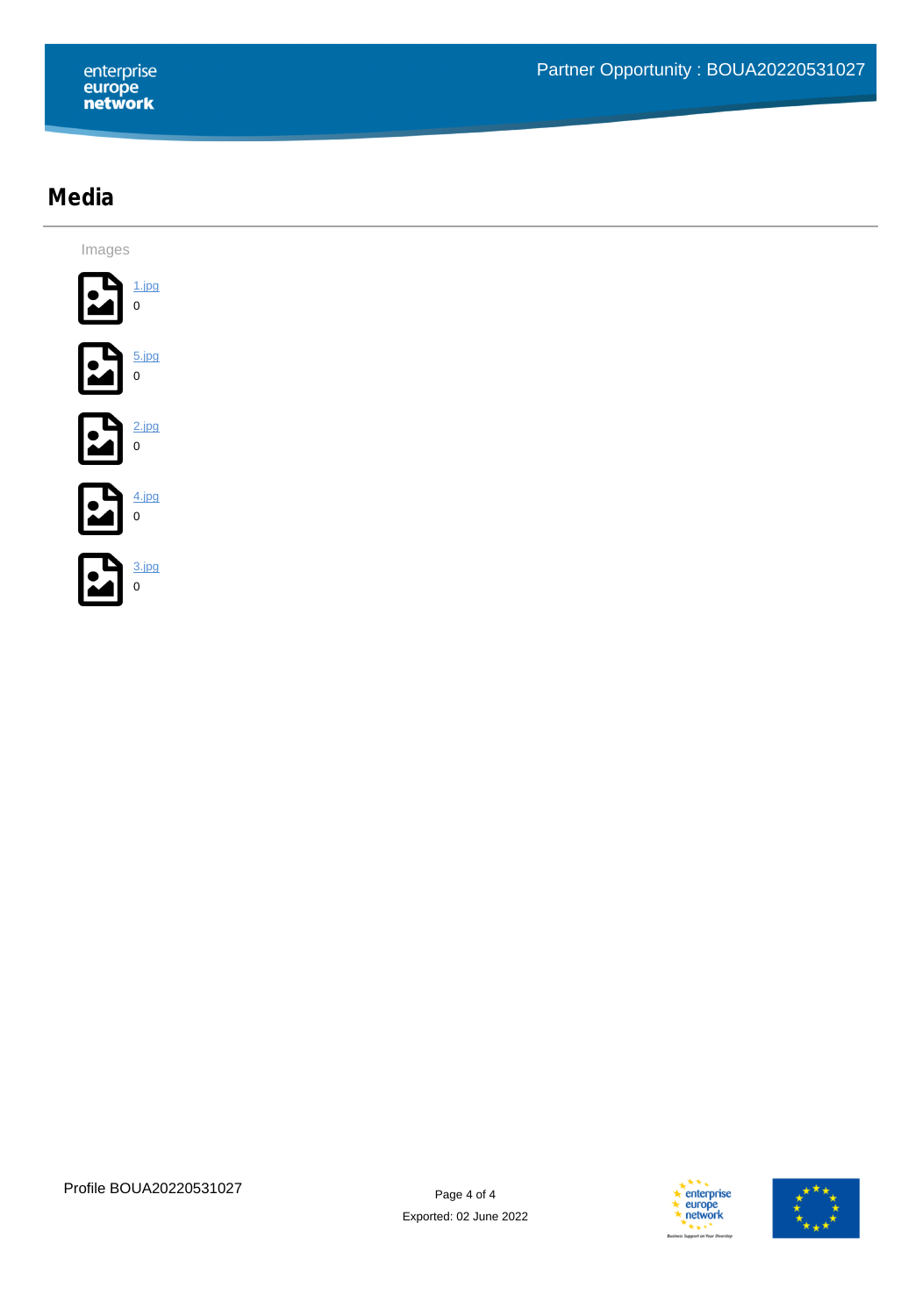## Media

Images

1.jpg
0

5.jpg
0

2.jpg
0

4.jpg
0

3.jpg
0